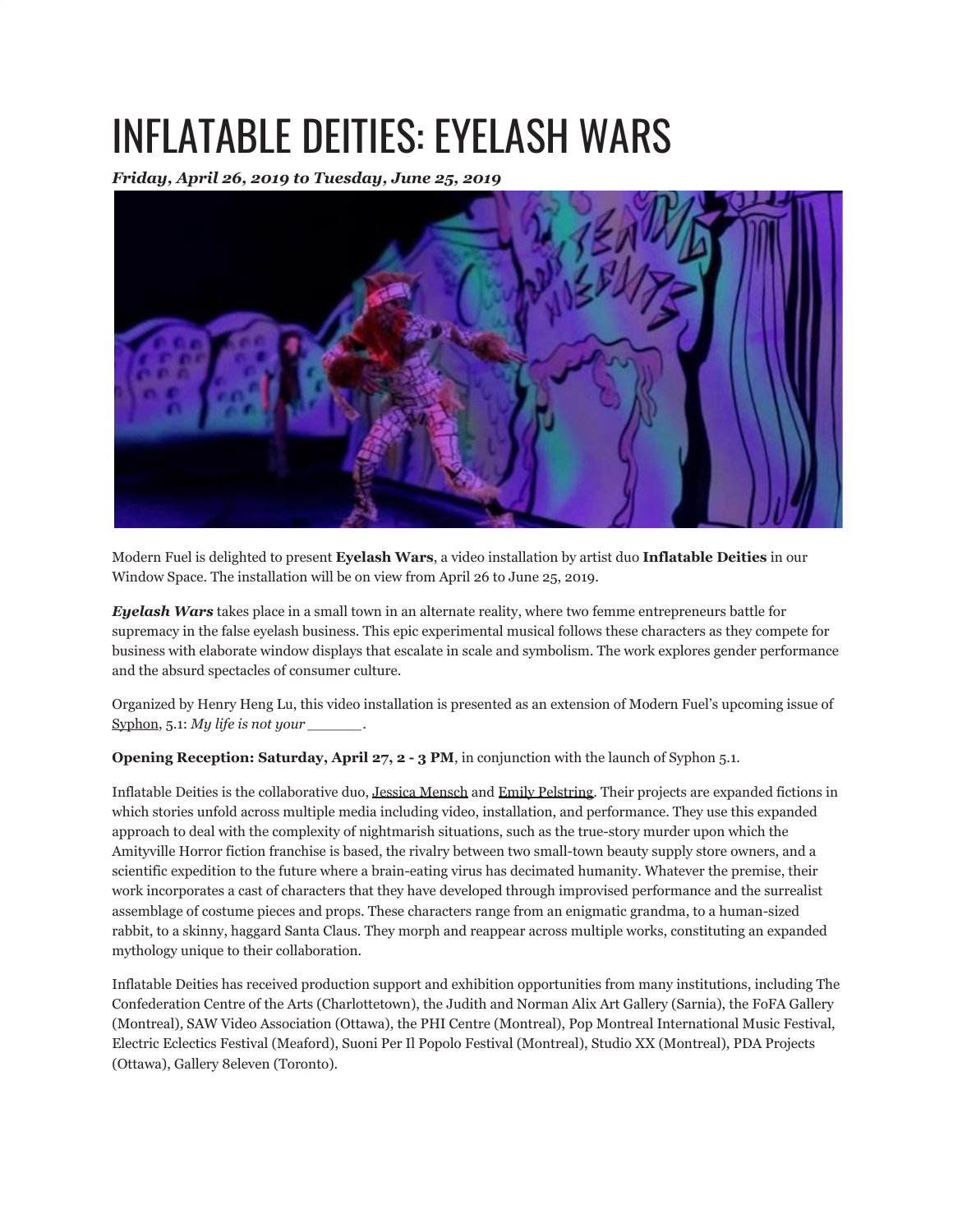# INFLATABLE DEITIES: EYELASH WARS

***Friday, April 26, 2019 to Tuesday, June 25, 2019***

Modern Fuel is delighted to present **Eyelash Wars**, a video installation by artist duo **Inflatable Deities** in our Window Space. The installation will be on view from April 26 to June 25, 2019.

***Eyelash Wars*** takes place in a small town in an alternate reality, where two femme entrepreneurs battle for supremacy in the false eyelash business. This epic experimental musical follows these characters as they compete for business with elaborate window displays that escalate in scale and symbolism. The work explores gender performance and the absurd spectacles of consumer culture.

Organized by Henry Heng Lu, this video installation is presented as an extension of Modern Fuel's upcoming issue of Syphon, 5.1: *My life is not your ______.*

**Opening Reception: Saturday, April 27, 2 - 3 PM**, in conjunction with the launch of Syphon 5.1.

Inflatable Deities is the collaborative duo, Jessica Mensch and Emily Pelstring. Their projects are expanded fictions in which stories unfold across multiple media including video, installation, and performance. They use this expanded approach to deal with the complexity of nightmarish situations, such as the true-story murder upon which the Amityville Horror fiction franchise is based, the rivalry between two small-town beauty supply store owners, and a scientific expedition to the future where a brain-eating virus has decimated humanity. Whatever the premise, their work incorporates a cast of characters that they have developed through improvised performance and the surrealist assemblage of costume pieces and props. These characters range from an enigmatic grandma, to a human-sized rabbit, to a skinny, haggard Santa Claus. They morph and reappear across multiple works, constituting an expanded mythology unique to their collaboration.

Inflatable Deities has received production support and exhibition opportunities from many institutions, including The Confederation Centre of the Arts (Charlottetown), the Judith and Norman Alix Art Gallery (Sarnia), the FoFA Gallery (Montreal), SAW Video Association (Ottawa), the PHI Centre (Montreal), Pop Montreal International Music Festival, Electric Eclectics Festival (Meaford), Suoni Per Il Popolo Festival (Montreal), Studio XX (Montreal), PDA Projects (Ottawa), Gallery 8eleven (Toronto).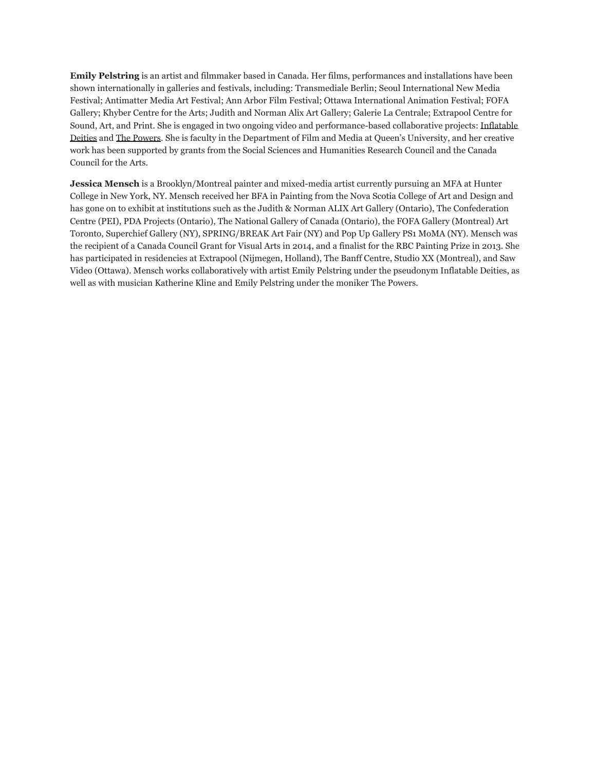**Emily Pelstring** is an artist and filmmaker based in Canada. Her films, performances and installations have been shown internationally in galleries and festivals, including: Transmediale Berlin; Seoul International New Media Festival; Antimatter Media Art Festival; Ann Arbor Film Festival; Ottawa International Animation Festival; FOFA Gallery; Khyber Centre for the Arts; Judith and Norman Alix Art Gallery; Galerie La Centrale; Extrapool Centre for Sound, Art, and Print. She is engaged in two ongoing video and performance-based collaborative projects: Inflatable Deities and The Powers. She is faculty in the Department of Film and Media at Queen's University, and her creative work has been supported by grants from the Social Sciences and Humanities Research Council and the Canada Council for the Arts.

**Jessica Mensch** is a Brooklyn/Montreal painter and mixed-media artist currently pursuing an MFA at Hunter College in New York, NY. Mensch received her BFA in Painting from the Nova Scotia College of Art and Design and has gone on to exhibit at institutions such as the Judith & Norman ALIX Art Gallery (Ontario), The Confederation Centre (PEI), PDA Projects (Ontario), The National Gallery of Canada (Ontario), the FOFA Gallery (Montreal) Art Toronto, Superchief Gallery (NY), SPRING/BREAK Art Fair (NY) and Pop Up Gallery PS1 MoMA (NY). Mensch was the recipient of a Canada Council Grant for Visual Arts in 2014, and a finalist for the RBC Painting Prize in 2013. She has participated in residencies at Extrapool (Nijmegen, Holland), The Banff Centre, Studio XX (Montreal), and Saw Video (Ottawa). Mensch works collaboratively with artist Emily Pelstring under the pseudonym Inflatable Deities, as well as with musician Katherine Kline and Emily Pelstring under the moniker The Powers.